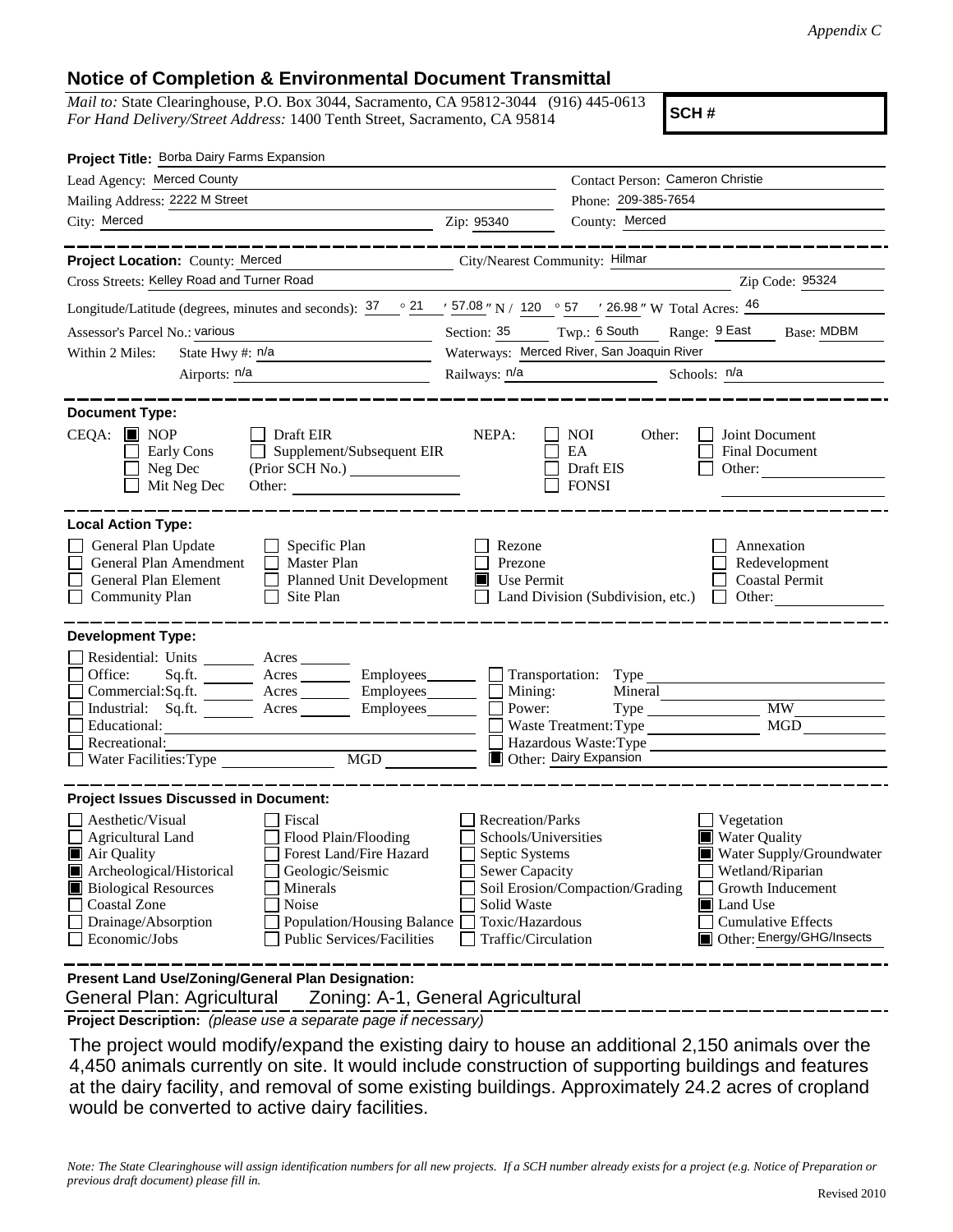*Appendix C*

## Notice of Completion & Environmental Document Transmittal

*Mail to:* State Clearinghouse, P.O. Box 3044, Sacramento, CA 95812-3044 (916) 445-0613
*For Hand Delivery/Street Address:* 1400 Tenth Street, Sacramento, CA 95814

**SCH #**

**Project Title:** Borba Dairy Farms Expansion

Lead Agency: Merced County
Contact Person: Cameron Christie
Mailing Address: 2222 M Street
Phone: 209-385-7654
City: Merced
Zip: 95340
County: Merced

**Project Location:** County: Merced
City/Nearest Community: Hilmar
Cross Streets: Kelley Road and Turner Road
Zip Code: 95324

Longitude/Latitude (degrees, minutes and seconds): 37 ° 21 ′ 57.08 ″ N / 120 ° 57 ′ 26.98 ″ W Total Acres: 46

Assessor's Parcel No.: various
Section: 35 Twp.: 6 South Range: 9 East Base: MDBM

Within 2 Miles: State Hwy #: n/a
Waterways: Merced River, San Joaquin River
Airports: n/a
Railways: n/a
Schools: n/a

**Document Type:**

CEQA: ■ NOP ☐ Draft EIR ☐ Early Cons ☐ Supplement/Subsequent EIR ☐ Neg Dec (Prior SCH No.) ☐ Mit Neg Dec Other:

NEPA: ☐ NOI ☐ EA ☐ Draft EIS ☐ FONSI

Other: ☐ Joint Document ☐ Final Document ☐ Other:

**Local Action Type:**

☐ General Plan Update ☐ Specific Plan ☐ Rezone ☐ Annexation
☐ General Plan Amendment ☐ Master Plan ☐ Prezone ☐ Redevelopment
☐ General Plan Element ☐ Planned Unit Development ■ Use Permit ☐ Coastal Permit
☐ Community Plan ☐ Site Plan ☐ Land Division (Subdivision, etc.) ☐ Other:

**Development Type:**

☐ Residential: Units Acres
☐ Office: Sq.ft. Acres Employees
☐ Commercial: Sq.ft. Acres Employees
☐ Industrial: Sq.ft. Acres Employees
☐ Educational:
☐ Recreational:
☐ Water Facilities: Type MGD
☐ Transportation: Type
☐ Mining: Mineral
☐ Power: Type MW
☐ Waste Treatment: Type MGD
☐ Hazardous Waste: Type
■ Other: Dairy Expansion

**Project Issues Discussed in Document:**

☐ Aesthetic/Visual ☐ Fiscal ☐ Recreation/Parks ☐ Vegetation
☐ Agricultural Land ☐ Flood Plain/Flooding ☐ Schools/Universities ■ Water Quality
■ Air Quality ☐ Forest Land/Fire Hazard ☐ Septic Systems ■ Water Supply/Groundwater
■ Archeological/Historical ☐ Geologic/Seismic ☐ Sewer Capacity ☐ Wetland/Riparian
■ Biological Resources ☐ Minerals ☐ Soil Erosion/Compaction/Grading ☐ Growth Inducement
☐ Coastal Zone ☐ Noise ☐ Solid Waste ■ Land Use
☐ Drainage/Absorption ☐ Population/Housing Balance ☐ Toxic/Hazardous ☐ Cumulative Effects
☐ Economic/Jobs ☐ Public Services/Facilities ☐ Traffic/Circulation ■ Other: Energy/GHG/Insects

**Present Land Use/Zoning/General Plan Designation:**

General Plan: Agricultural Zoning: A-1, General Agricultural

**Project Description:** *(please use a separate page if necessary)*

The project would modify/expand the existing dairy to house an additional 2,150 animals over the 4,450 animals currently on site. It would include construction of supporting buildings and features at the dairy facility, and removal of some existing buildings. Approximately 24.2 acres of cropland would be converted to active dairy facilities.

*Note: The State Clearinghouse will assign identification numbers for all new projects. If a SCH number already exists for a project (e.g. Notice of Preparation or previous draft document) please fill in.*

Revised 2010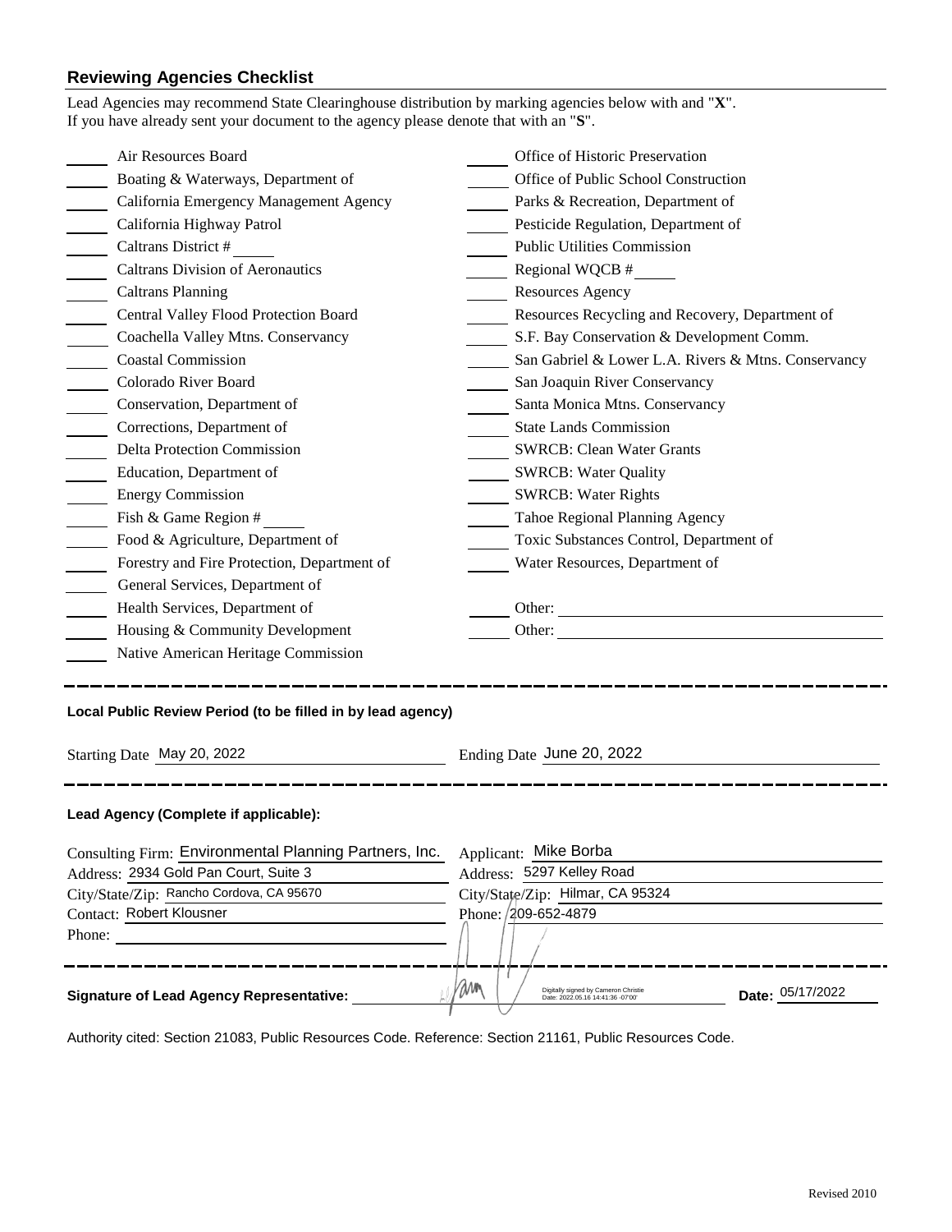## Reviewing Agencies Checklist

Lead Agencies may recommend State Clearinghouse distribution by marking agencies below with and "**X**".
If you have already sent your document to the agency please denote that with an "**S**".

| | | | |
|---|---|---|---|
| ____ | Air Resources Board | ____ | Office of Historic Preservation |
| ____ | Boating & Waterways, Department of | ____ | Office of Public School Construction |
| ____ | California Emergency Management Agency | ____ | Parks & Recreation, Department of |
| ____ | California Highway Patrol | ____ | Pesticide Regulation, Department of |
| ____ | Caltrans District # ____ | ____ | Public Utilities Commission |
| ____ | Caltrans Division of Aeronautics | ____ | Regional WQCB # ____ |
| ____ | Caltrans Planning | ____ | Resources Agency |
| ____ | Central Valley Flood Protection Board | ____ | Resources Recycling and Recovery, Department of |
| ____ | Coachella Valley Mtns. Conservancy | ____ | S.F. Bay Conservation & Development Comm. |
| ____ | Coastal Commission | ____ | San Gabriel & Lower L.A. Rivers & Mtns. Conservancy |
| ____ | Colorado River Board | ____ | San Joaquin River Conservancy |
| ____ | Conservation, Department of | ____ | Santa Monica Mtns. Conservancy |
| ____ | Corrections, Department of | ____ | State Lands Commission |
| ____ | Delta Protection Commission | ____ | SWRCB: Clean Water Grants |
| ____ | Education, Department of | ____ | SWRCB: Water Quality |
| ____ | Energy Commission | ____ | SWRCB: Water Rights |
| ____ | Fish & Game Region # ____ | ____ | Tahoe Regional Planning Agency |
| ____ | Food & Agriculture, Department of | ____ | Toxic Substances Control, Department of |
| ____ | Forestry and Fire Protection, Department of | ____ | Water Resources, Department of |
| ____ | General Services, Department of | | |
| ____ | Health Services, Department of | ____ | Other: ____ |
| ____ | Housing & Community Development | ____ | Other: ____ |
| ____ | Native American Heritage Commission | | |

---

**Local Public Review Period (to be filled in by lead agency)**

Starting Date May 20, 2022 &emsp; Ending Date June 20, 2022

---

**Lead Agency (Complete if applicable):**

| | |
|---|---|
| Consulting Firm: Environmental Planning Partners, Inc. | Applicant: Mike Borba |
| Address: 2934 Gold Pan Court, Suite 3 | Address: 5297 Kelley Road |
| City/State/Zip: Rancho Cordova, CA 95670 | City/State/Zip: Hilmar, CA 95324 |
| Contact: Robert Klousner | Phone: 209-652-4879 |
| Phone: | |

---

**Signature of Lead Agency Representative:** Digitally signed by Cameron Christie Date: 2022.05.16 14:41:36 -07'00' &emsp; **Date:** 05/17/2022

Authority cited: Section 21083, Public Resources Code. Reference: Section 21161, Public Resources Code.

Revised 2010